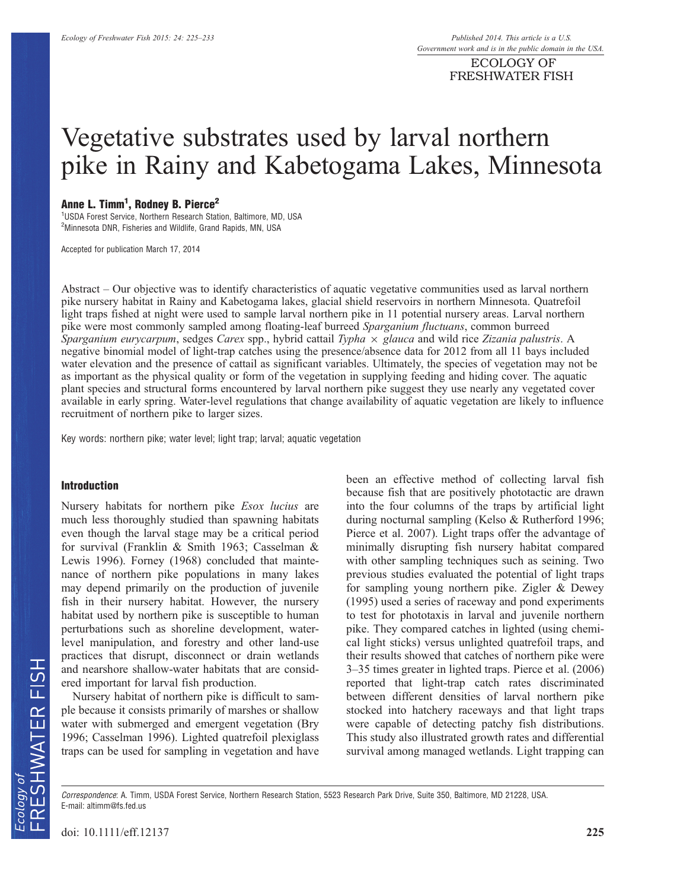# Vegetative substrates used by larval northern pike in Rainy and Kabetogama Lakes, Minnesota

**Anne L. Timm[1], Rodney B. Pierce[2]**

[1]USDA Forest Service, Northern Research Station, Baltimore, MD, USA
[2]Minnesota DNR, Fisheries and Wildlife, Grand Rapids, MN, USA

Accepted for publication March 17, 2014

Abstract – Our objective was to identify characteristics of aquatic vegetative communities used as larval northern pike nursery habitat in Rainy and Kabetogama lakes, glacial shield reservoirs in northern Minnesota. Quatrefoil light traps fished at night were used to sample larval northern pike in 11 potential nursery areas. Larval northern pike were most commonly sampled among floating-leaf burreed *Sparganium fluctuans*, common burreed *Sparganium eurycarpum*, sedges *Carex* spp., hybrid cattail *Typha* × *glauca* and wild rice *Zizania palustris*. A negative binomial model of light-trap catches using the presence/absence data for 2012 from all 11 bays included water elevation and the presence of cattail as significant variables. Ultimately, the species of vegetation may not be as important as the physical quality or form of the vegetation in supplying feeding and hiding cover. The aquatic plant species and structural forms encountered by larval northern pike suggest they use nearly any vegetated cover available in early spring. Water-level regulations that change availability of aquatic vegetation are likely to influence recruitment of northern pike to larger sizes.

Key words: northern pike; water level; light trap; larval; aquatic vegetation

## Introduction

Nursery habitats for northern pike *Esox lucius* are much less thoroughly studied than spawning habitats even though the larval stage may be a critical period for survival (Franklin & Smith 1963; Casselman & Lewis 1996). Forney (1968) concluded that maintenance of northern pike populations in many lakes may depend primarily on the production of juvenile fish in their nursery habitat. However, the nursery habitat used by northern pike is susceptible to human perturbations such as shoreline development, water-level manipulation, and forestry and other land-use practices that disrupt, disconnect or drain wetlands and nearshore shallow-water habitats that are considered important for larval fish production.

Nursery habitat of northern pike is difficult to sample because it consists primarily of marshes or shallow water with submerged and emergent vegetation (Bry 1996; Casselman 1996). Lighted quatrefoil plexiglass traps can be used for sampling in vegetation and have been an effective method of collecting larval fish because fish that are positively phototactic are drawn into the four columns of the traps by artificial light during nocturnal sampling (Kelso & Rutherford 1996; Pierce et al. 2007). Light traps offer the advantage of minimally disrupting fish nursery habitat compared with other sampling techniques such as seining. Two previous studies evaluated the potential of light traps for sampling young northern pike. Zigler & Dewey (1995) used a series of raceway and pond experiments to test for phototaxis in larval and juvenile northern pike. They compared catches in lighted (using chemical light sticks) versus unlighted quatrefoil traps, and their results showed that catches of northern pike were 3–35 times greater in lighted traps. Pierce et al. (2006) reported that light-trap catch rates discriminated between different densities of larval northern pike stocked into hatchery raceways and that light traps were capable of detecting patchy fish distributions. This study also illustrated growth rates and differential survival among managed wetlands. Light trapping can

*Correspondence*: A. Timm, USDA Forest Service, Northern Research Station, 5523 Research Park Drive, Suite 350, Baltimore, MD 21228, USA. E-mail: altimm@fs.fed.us

doi: 10.1111/eff.12137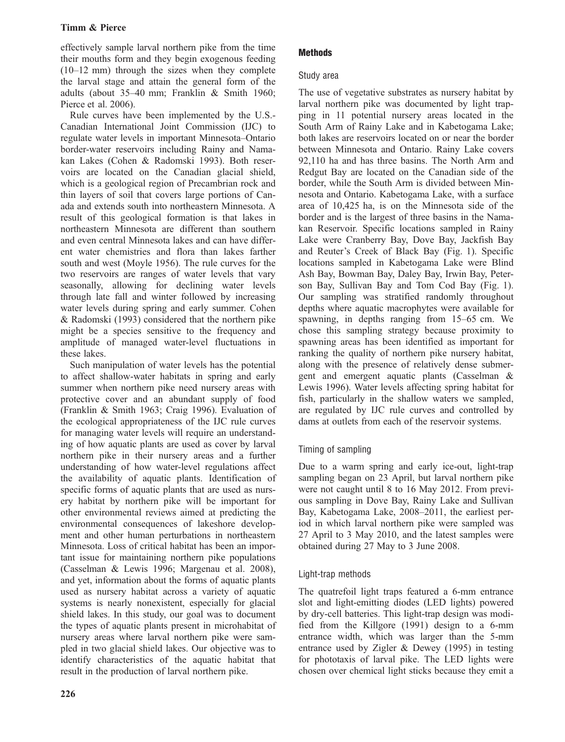effectively sample larval northern pike from the time their mouths form and they begin exogenous feeding (10–12 mm) through the sizes when they complete the larval stage and attain the general form of the adults (about 35–40 mm; Franklin & Smith 1960; Pierce et al. 2006).

Rule curves have been implemented by the U.S.-Canadian International Joint Commission (IJC) to regulate water levels in important Minnesota–Ontario border-water reservoirs including Rainy and Namakan Lakes (Cohen & Radomski 1993). Both reservoirs are located on the Canadian glacial shield, which is a geological region of Precambrian rock and thin layers of soil that covers large portions of Canada and extends south into northeastern Minnesota. A result of this geological formation is that lakes in northeastern Minnesota are different than southern and even central Minnesota lakes and can have different water chemistries and flora than lakes farther south and west (Moyle 1956). The rule curves for the two reservoirs are ranges of water levels that vary seasonally, allowing for declining water levels through late fall and winter followed by increasing water levels during spring and early summer. Cohen & Radomski (1993) considered that the northern pike might be a species sensitive to the frequency and amplitude of managed water-level fluctuations in these lakes.

Such manipulation of water levels has the potential to affect shallow-water habitats in spring and early summer when northern pike need nursery areas with protective cover and an abundant supply of food (Franklin & Smith 1963; Craig 1996). Evaluation of the ecological appropriateness of the IJC rule curves for managing water levels will require an understanding of how aquatic plants are used as cover by larval northern pike in their nursery areas and a further understanding of how water-level regulations affect the availability of aquatic plants. Identification of specific forms of aquatic plants that are used as nursery habitat by northern pike will be important for other environmental reviews aimed at predicting the environmental consequences of lakeshore development and other human perturbations in northeastern Minnesota. Loss of critical habitat has been an important issue for maintaining northern pike populations (Casselman & Lewis 1996; Margenau et al. 2008), and yet, information about the forms of aquatic plants used as nursery habitat across a variety of aquatic systems is nearly nonexistent, especially for glacial shield lakes. In this study, our goal was to document the types of aquatic plants present in microhabitat of nursery areas where larval northern pike were sampled in two glacial shield lakes. Our objective was to identify characteristics of the aquatic habitat that result in the production of larval northern pike.

## Methods

### Study area

The use of vegetative substrates as nursery habitat by larval northern pike was documented by light trapping in 11 potential nursery areas located in the South Arm of Rainy Lake and in Kabetogama Lake; both lakes are reservoirs located on or near the border between Minnesota and Ontario. Rainy Lake covers 92,110 ha and has three basins. The North Arm and Redgut Bay are located on the Canadian side of the border, while the South Arm is divided between Minnesota and Ontario. Kabetogama Lake, with a surface area of 10,425 ha, is on the Minnesota side of the border and is the largest of three basins in the Namakan Reservoir. Specific locations sampled in Rainy Lake were Cranberry Bay, Dove Bay, Jackfish Bay and Reuter's Creek of Black Bay (Fig. 1). Specific locations sampled in Kabetogama Lake were Blind Ash Bay, Bowman Bay, Daley Bay, Irwin Bay, Peterson Bay, Sullivan Bay and Tom Cod Bay (Fig. 1). Our sampling was stratified randomly throughout depths where aquatic macrophytes were available for spawning, in depths ranging from 15–65 cm. We chose this sampling strategy because proximity to spawning areas has been identified as important for ranking the quality of northern pike nursery habitat, along with the presence of relatively dense submergent and emergent aquatic plants (Casselman & Lewis 1996). Water levels affecting spring habitat for fish, particularly in the shallow waters we sampled, are regulated by IJC rule curves and controlled by dams at outlets from each of the reservoir systems.

### Timing of sampling

Due to a warm spring and early ice-out, light-trap sampling began on 23 April, but larval northern pike were not caught until 8 to 16 May 2012. From previous sampling in Dove Bay, Rainy Lake and Sullivan Bay, Kabetogama Lake, 2008–2011, the earliest period in which larval northern pike were sampled was 27 April to 3 May 2010, and the latest samples were obtained during 27 May to 3 June 2008.

### Light-trap methods

The quatrefoil light traps featured a 6-mm entrance slot and light-emitting diodes (LED lights) powered by dry-cell batteries. This light-trap design was modified from the Killgore (1991) design to a 6-mm entrance width, which was larger than the 5-mm entrance used by Zigler & Dewey (1995) in testing for phototaxis of larval pike. The LED lights were chosen over chemical light sticks because they emit a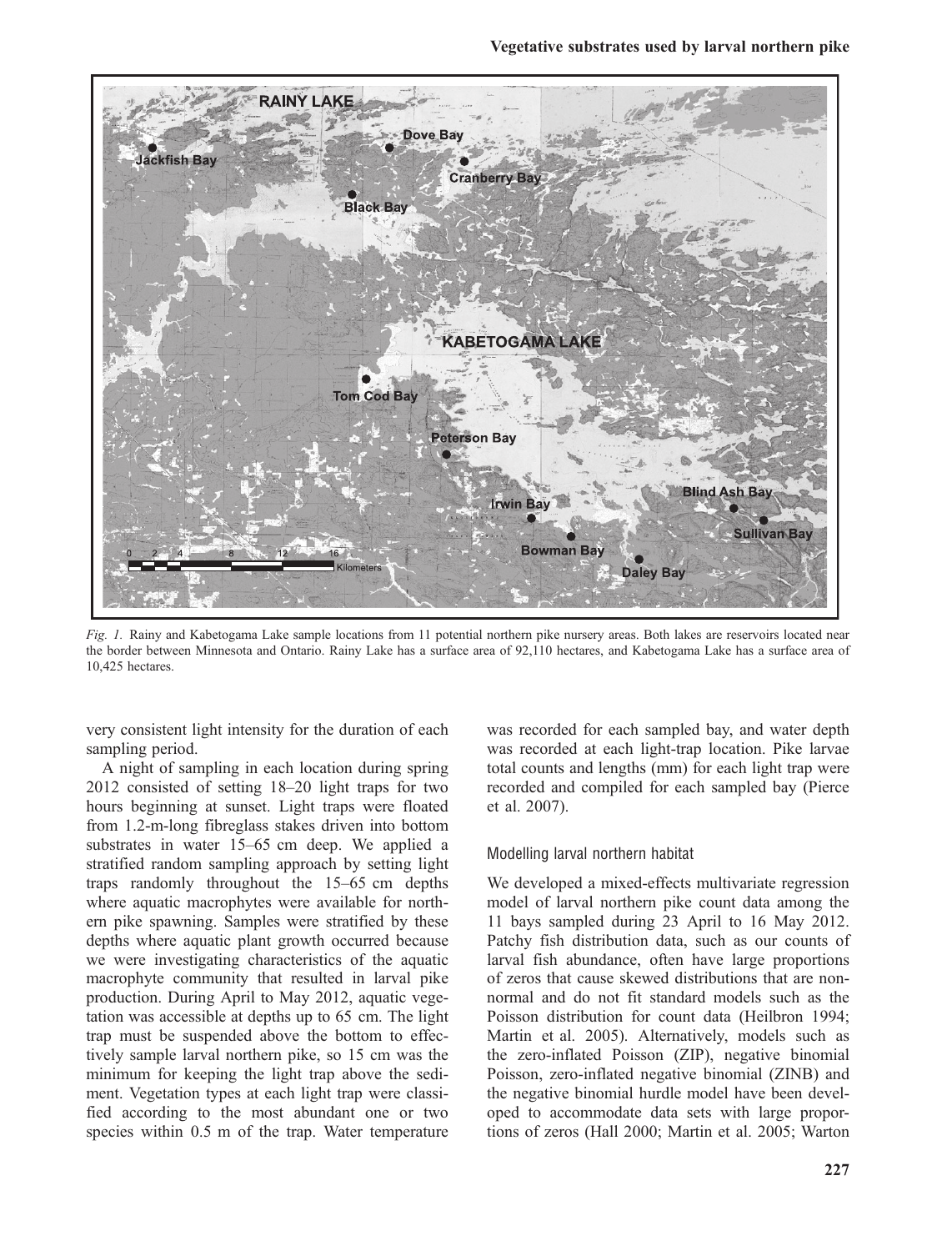*Fig. 1.* Rainy and Kabetogama Lake sample locations from 11 potential northern pike nursery areas. Both lakes are reservoirs located near the border between Minnesota and Ontario. Rainy Lake has a surface area of 92,110 hectares, and Kabetogama Lake has a surface area of 10,425 hectares.

very consistent light intensity for the duration of each sampling period.

A night of sampling in each location during spring 2012 consisted of setting 18–20 light traps for two hours beginning at sunset. Light traps were floated from 1.2-m-long fibreglass stakes driven into bottom substrates in water 15–65 cm deep. We applied a stratified random sampling approach by setting light traps randomly throughout the 15–65 cm depths where aquatic macrophytes were available for northern pike spawning. Samples were stratified by these depths where aquatic plant growth occurred because we were investigating characteristics of the aquatic macrophyte community that resulted in larval pike production. During April to May 2012, aquatic vegetation was accessible at depths up to 65 cm. The light trap must be suspended above the bottom to effectively sample larval northern pike, so 15 cm was the minimum for keeping the light trap above the sediment. Vegetation types at each light trap were classified according to the most abundant one or two species within 0.5 m of the trap. Water temperature was recorded for each sampled bay, and water depth was recorded at each light-trap location. Pike larvae total counts and lengths (mm) for each light trap were recorded and compiled for each sampled bay (Pierce et al. 2007).

### Modelling larval northern habitat

We developed a mixed-effects multivariate regression model of larval northern pike count data among the 11 bays sampled during 23 April to 16 May 2012. Patchy fish distribution data, such as our counts of larval fish abundance, often have large proportions of zeros that cause skewed distributions that are non-normal and do not fit standard models such as the Poisson distribution for count data (Heilbron 1994; Martin et al. 2005). Alternatively, models such as the zero-inflated Poisson (ZIP), negative binomial Poisson, zero-inflated negative binomial (ZINB) and the negative binomial hurdle model have been developed to accommodate data sets with large proportions of zeros (Hall 2000; Martin et al. 2005; Warton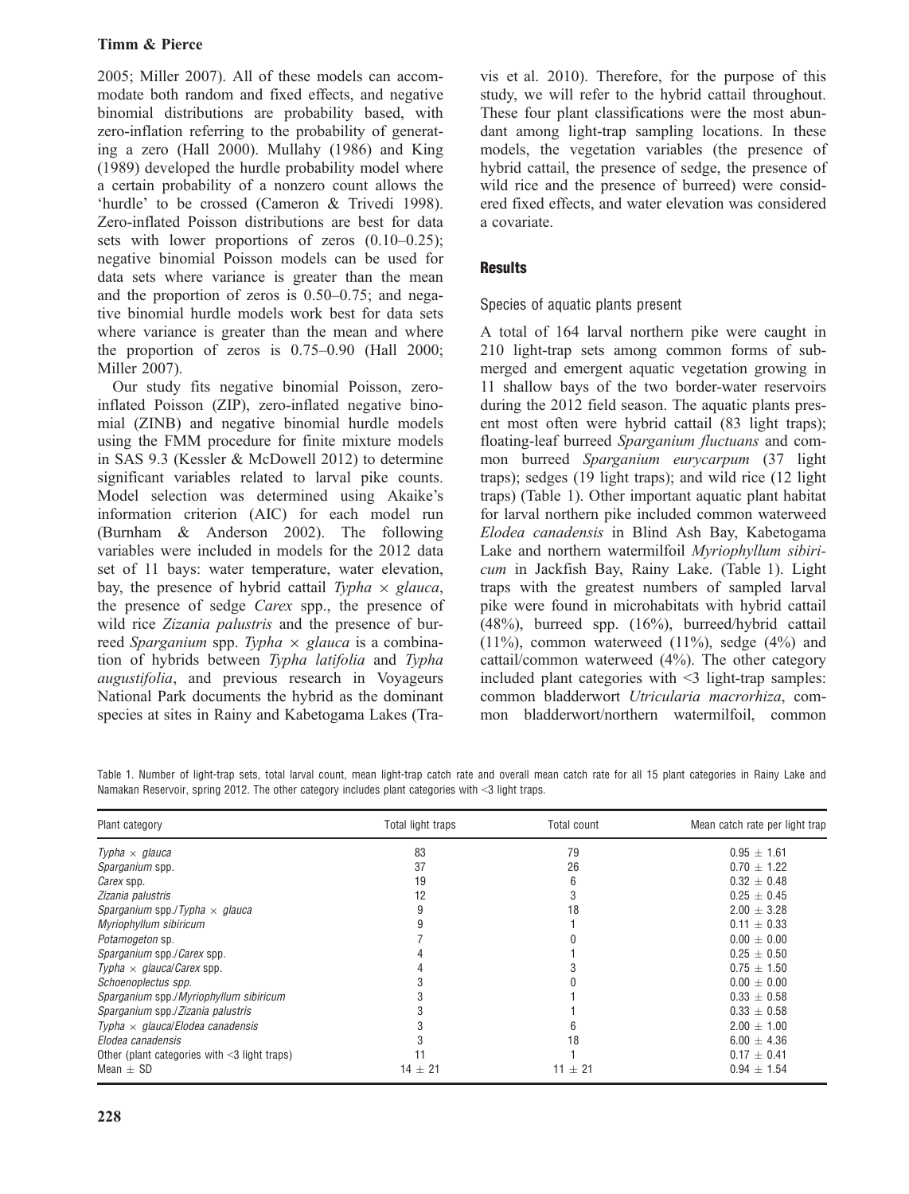2005; Miller 2007). All of these models can accommodate both random and fixed effects, and negative binomial distributions are probability based, with zero-inflation referring to the probability of generating a zero (Hall 2000). Mullahy (1986) and King (1989) developed the hurdle probability model where a certain probability of a nonzero count allows the 'hurdle' to be crossed (Cameron & Trivedi 1998). Zero-inflated Poisson distributions are best for data sets with lower proportions of zeros (0.10–0.25); negative binomial Poisson models can be used for data sets where variance is greater than the mean and the proportion of zeros is 0.50–0.75; and negative binomial hurdle models work best for data sets where variance is greater than the mean and where the proportion of zeros is 0.75–0.90 (Hall 2000; Miller 2007).

Our study fits negative binomial Poisson, zero-inflated Poisson (ZIP), zero-inflated negative binomial (ZINB) and negative binomial hurdle models using the FMM procedure for finite mixture models in SAS 9.3 (Kessler & McDowell 2012) to determine significant variables related to larval pike counts. Model selection was determined using Akaike's information criterion (AIC) for each model run (Burnham & Anderson 2002). The following variables were included in models for the 2012 data set of 11 bays: water temperature, water elevation, bay, the presence of hybrid cattail *Typha × glauca*, the presence of sedge *Carex* spp., the presence of wild rice *Zizania palustris* and the presence of burreed *Sparganium* spp. *Typha × glauca* is a combination of hybrids between *Typha latifolia* and *Typha augustifolia*, and previous research in Voyageurs National Park documents the hybrid as the dominant species at sites in Rainy and Kabetogama Lakes (Travis et al. 2010). Therefore, for the purpose of this study, we will refer to the hybrid cattail throughout. These four plant classifications were the most abundant among light-trap sampling locations. In these models, the vegetation variables (the presence of hybrid cattail, the presence of sedge, the presence of wild rice and the presence of burreed) were considered fixed effects, and water elevation was considered a covariate.

## Results

### Species of aquatic plants present

A total of 164 larval northern pike were caught in 210 light-trap sets among common forms of submerged and emergent aquatic vegetation growing in 11 shallow bays of the two border-water reservoirs during the 2012 field season. The aquatic plants present most often were hybrid cattail (83 light traps); floating-leaf burreed *Sparganium fluctuans* and common burreed *Sparganium eurycarpum* (37 light traps); sedges (19 light traps); and wild rice (12 light traps) (Table 1). Other important aquatic plant habitat for larval northern pike included common waterweed *Elodea canadensis* in Blind Ash Bay, Kabetogama Lake and northern watermilfoil *Myriophyllum sibiricum* in Jackfish Bay, Rainy Lake. (Table 1). Light traps with the greatest numbers of sampled larval pike were found in microhabitats with hybrid cattail (48%), burreed spp. (16%), burreed/hybrid cattail (11%), common waterweed (11%), sedge (4%) and cattail/common waterweed (4%). The other category included plant categories with <3 light-trap samples: common bladderwort *Utricularia macrorhiza*, common bladderwort/northern watermilfoil, common

Table 1. Number of light-trap sets, total larval count, mean light-trap catch rate and overall mean catch rate for all 15 plant categories in Rainy Lake and Namakan Reservoir, spring 2012. The other category includes plant categories with <3 light traps.

| Plant category | Total light traps | Total count | Mean catch rate per light trap |
|---|---|---|---|
| *Typha × glauca* | 83 | 79 | 0.95 ± 1.61 |
| *Sparganium* spp. | 37 | 26 | 0.70 ± 1.22 |
| *Carex* spp. | 19 | 6 | 0.32 ± 0.48 |
| *Zizania palustris* | 12 | 3 | 0.25 ± 0.45 |
| *Sparganium* spp./*Typha × glauca* | 9 | 18 | 2.00 ± 3.28 |
| *Myriophyllum sibiricum* | 9 | 1 | 0.11 ± 0.33 |
| *Potamogeton* sp. | 7 | 0 | 0.00 ± 0.00 |
| *Sparganium* spp./*Carex* spp. | 4 | 1 | 0.25 ± 0.50 |
| *Typha × glauca*/*Carex* spp. | 4 | 3 | 0.75 ± 1.50 |
| *Schoenoplectus spp.* | 3 | 0 | 0.00 ± 0.00 |
| *Sparganium* spp./*Myriophyllum sibiricum* | 3 | 1 | 0.33 ± 0.58 |
| *Sparganium* spp./*Zizania palustris* | 3 | 1 | 0.33 ± 0.58 |
| *Typha × glauca*/*Elodea canadensis* | 3 | 6 | 2.00 ± 1.00 |
| *Elodea canadensis* | 3 | 18 | 6.00 ± 4.36 |
| Other (plant categories with <3 light traps) | 11 | 1 | 0.17 ± 0.41 |
| Mean ± SD | 14 ± 21 | 11 ± 21 | 0.94 ± 1.54 |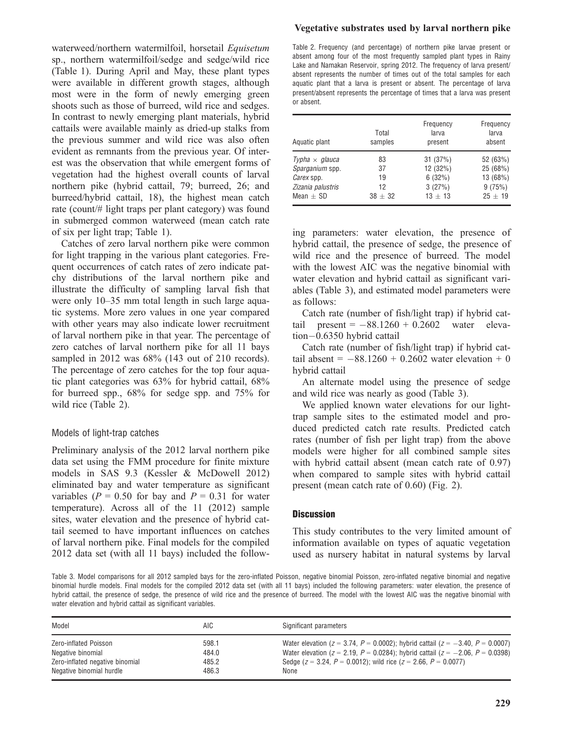waterweed/northern watermilfoil, horsetail *Equisetum* sp., northern watermilfoil/sedge and sedge/wild rice (Table 1). During April and May, these plant types were available in different growth stages, although most were in the form of newly emerging green shoots such as those of burreed, wild rice and sedges. In contrast to newly emerging plant materials, hybrid cattails were available mainly as dried-up stalks from the previous summer and wild rice was also often evident as remnants from the previous year. Of interest was the observation that while emergent forms of vegetation had the highest overall counts of larval northern pike (hybrid cattail, 79; burreed, 26; and burreed/hybrid cattail, 18), the highest mean catch rate (count/# light traps per plant category) was found in submerged common waterweed (mean catch rate of six per light trap; Table 1).

Catches of zero larval northern pike were common for light trapping in the various plant categories. Frequent occurrences of catch rates of zero indicate patchy distributions of the larval northern pike and illustrate the difficulty of sampling larval fish that were only 10–35 mm total length in such large aquatic systems. More zero values in one year compared with other years may also indicate lower recruitment of larval northern pike in that year. The percentage of zero catches of larval northern pike for all 11 bays sampled in 2012 was 68% (143 out of 210 records). The percentage of zero catches for the top four aquatic plant categories was 63% for hybrid cattail, 68% for burreed spp., 68% for sedge spp. and 75% for wild rice (Table 2).

Table 2. Frequency (and percentage) of northern pike larvae present or absent among four of the most frequently sampled plant types in Rainy Lake and Namakan Reservoir, spring 2012. The frequency of larva present/absent represents the number of times out of the total samples for each aquatic plant that a larva is present or absent. The percentage of larva present/absent represents the percentage of times that a larva was present or absent.

| Aquatic plant | Total samples | Frequency larva present | Frequency larva absent |
|---|---|---|---|
| *Typha* × *glauca* | 83 | 31 (37%) | 52 (63%) |
| *Sparganium* spp. | 37 | 12 (32%) | 25 (68%) |
| *Carex* spp. | 19 | 6 (32%) | 13 (68%) |
| *Zizania palustris* | 12 | 3 (27%) | 9 (75%) |
| Mean ± SD | 38 ± 32 | 13 ± 13 | 25 ± 19 |

## Models of light-trap catches

Preliminary analysis of the 2012 larval northern pike data set using the FMM procedure for finite mixture models in SAS 9.3 (Kessler & McDowell 2012) eliminated bay and water temperature as significant variables ($P = 0.50$ for bay and $P = 0.31$ for water temperature). Across all of the 11 (2012) sample sites, water elevation and the presence of hybrid cattail seemed to have important influences on catches of larval northern pike. Final models for the compiled 2012 data set (with all 11 bays) included the following parameters: water elevation, the presence of hybrid cattail, the presence of sedge, the presence of wild rice and the presence of burreed. The model with the lowest AIC was the negative binomial with water elevation and hybrid cattail as significant variables (Table 3), and estimated model parameters were as follows:

Catch rate (number of fish/light trap) if hybrid cattail present = −88.1260 + 0.2602 water elevation−0.6350 hybrid cattail

Catch rate (number of fish/light trap) if hybrid cattail absent = −88.1260 + 0.2602 water elevation + 0 hybrid cattail

An alternate model using the presence of sedge and wild rice was nearly as good (Table 3).

We applied known water elevations for our light-trap sample sites to the estimated model and produced predicted catch rate results. Predicted catch rates (number of fish per light trap) from the above models were higher for all combined sample sites with hybrid cattail absent (mean catch rate of 0.97) when compared to sample sites with hybrid cattail present (mean catch rate of 0.60) (Fig. 2).

## Discussion

This study contributes to the very limited amount of information available on types of aquatic vegetation used as nursery habitat in natural systems by larval

Table 3. Model comparisons for all 2012 sampled bays for the zero-inflated Poisson, negative binomial Poisson, zero-inflated negative binomial and negative binomial hurdle models. Final models for the compiled 2012 data set (with all 11 bays) included the following parameters: water elevation, the presence of hybrid cattail, the presence of sedge, the presence of wild rice and the presence of burreed. The model with the lowest AIC was the negative binomial with water elevation and hybrid cattail as significant variables.

| Model | AIC | Significant parameters |
|---|---|---|
| Zero-inflated Poisson | 598.1 | Water elevation ($z = 3.74$, $P = 0.0002$); hybrid cattail ($z = -3.40$, $P = 0.0007$) |
| Negative binomial | 484.0 | Water elevation ($z = 2.19$, $P = 0.0284$); hybrid cattail ($z = -2.06$, $P = 0.0398$) |
| Zero-inflated negative binomial | 485.2 | Sedge ($z = 3.24$, $P = 0.0012$); wild rice ($z = 2.66$, $P = 0.0077$) |
| Negative binomial hurdle | 486.3 | None |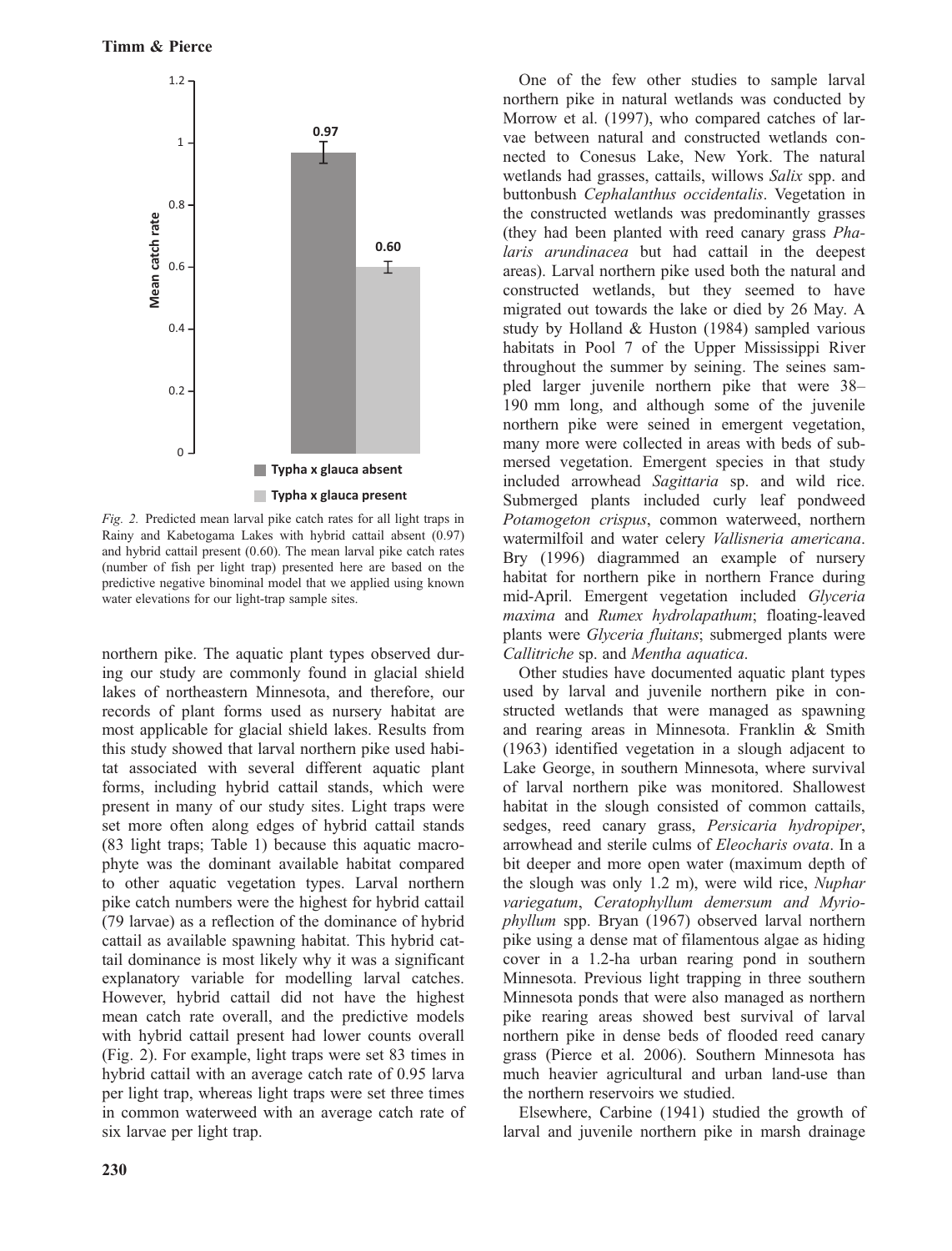*Fig. 2.* Predicted mean larval pike catch rates for all light traps in Rainy and Kabetogama Lakes with hybrid cattail absent (0.97) and hybrid cattail present (0.60). The mean larval pike catch rates (number of fish per light trap) presented here are based on the predictive negative binominal model that we applied using known water elevations for our light-trap sample sites.

northern pike. The aquatic plant types observed during our study are commonly found in glacial shield lakes of northeastern Minnesota, and therefore, our records of plant forms used as nursery habitat are most applicable for glacial shield lakes. Results from this study showed that larval northern pike used habitat associated with several different aquatic plant forms, including hybrid cattail stands, which were present in many of our study sites. Light traps were set more often along edges of hybrid cattail stands (83 light traps; Table 1) because this aquatic macrophyte was the dominant available habitat compared to other aquatic vegetation types. Larval northern pike catch numbers were the highest for hybrid cattail (79 larvae) as a reflection of the dominance of hybrid cattail as available spawning habitat. This hybrid cattail dominance is most likely why it was a significant explanatory variable for modelling larval catches. However, hybrid cattail did not have the highest mean catch rate overall, and the predictive models with hybrid cattail present had lower counts overall (Fig. 2). For example, light traps were set 83 times in hybrid cattail with an average catch rate of 0.95 larva per light trap, whereas light traps were set three times in common waterweed with an average catch rate of six larvae per light trap.

One of the few other studies to sample larval northern pike in natural wetlands was conducted by Morrow et al. (1997), who compared catches of larvae between natural and constructed wetlands connected to Conesus Lake, New York. The natural wetlands had grasses, cattails, willows *Salix* spp. and buttonbush *Cephalanthus occidentalis*. Vegetation in the constructed wetlands was predominantly grasses (they had been planted with reed canary grass *Phalaris arundinacea* but had cattail in the deepest areas). Larval northern pike used both the natural and constructed wetlands, but they seemed to have migrated out towards the lake or died by 26 May. A study by Holland & Huston (1984) sampled various habitats in Pool 7 of the Upper Mississippi River throughout the summer by seining. The seines sampled larger juvenile northern pike that were 38–190 mm long, and although some of the juvenile northern pike were seined in emergent vegetation, many more were collected in areas with beds of submersed vegetation. Emergent species in that study included arrowhead *Sagittaria* sp. and wild rice. Submerged plants included curly leaf pondweed *Potamogeton crispus*, common waterweed, northern watermilfoil and water celery *Vallisneria americana*. Bry (1996) diagrammed an example of nursery habitat for northern pike in northern France during mid-April. Emergent vegetation included *Glyceria maxima* and *Rumex hydrolapathum*; floating-leaved plants were *Glyceria fluitans*; submerged plants were *Callitriche* sp. and *Mentha aquatica*.

Other studies have documented aquatic plant types used by larval and juvenile northern pike in constructed wetlands that were managed as spawning and rearing areas in Minnesota. Franklin & Smith (1963) identified vegetation in a slough adjacent to Lake George, in southern Minnesota, where survival of larval northern pike was monitored. Shallowest habitat in the slough consisted of common cattails, sedges, reed canary grass, *Persicaria hydropiper*, arrowhead and sterile culms of *Eleocharis ovata*. In a bit deeper and more open water (maximum depth of the slough was only 1.2 m), were wild rice, *Nuphar variegatum*, *Ceratophyllum demersum and Myriophyllum* spp. Bryan (1967) observed larval northern pike using a dense mat of filamentous algae as hiding cover in a 1.2-ha urban rearing pond in southern Minnesota. Previous light trapping in three southern Minnesota ponds that were also managed as northern pike rearing areas showed best survival of larval northern pike in dense beds of flooded reed canary grass (Pierce et al. 2006). Southern Minnesota has much heavier agricultural and urban land-use than the northern reservoirs we studied.

Elsewhere, Carbine (1941) studied the growth of larval and juvenile northern pike in marsh drainage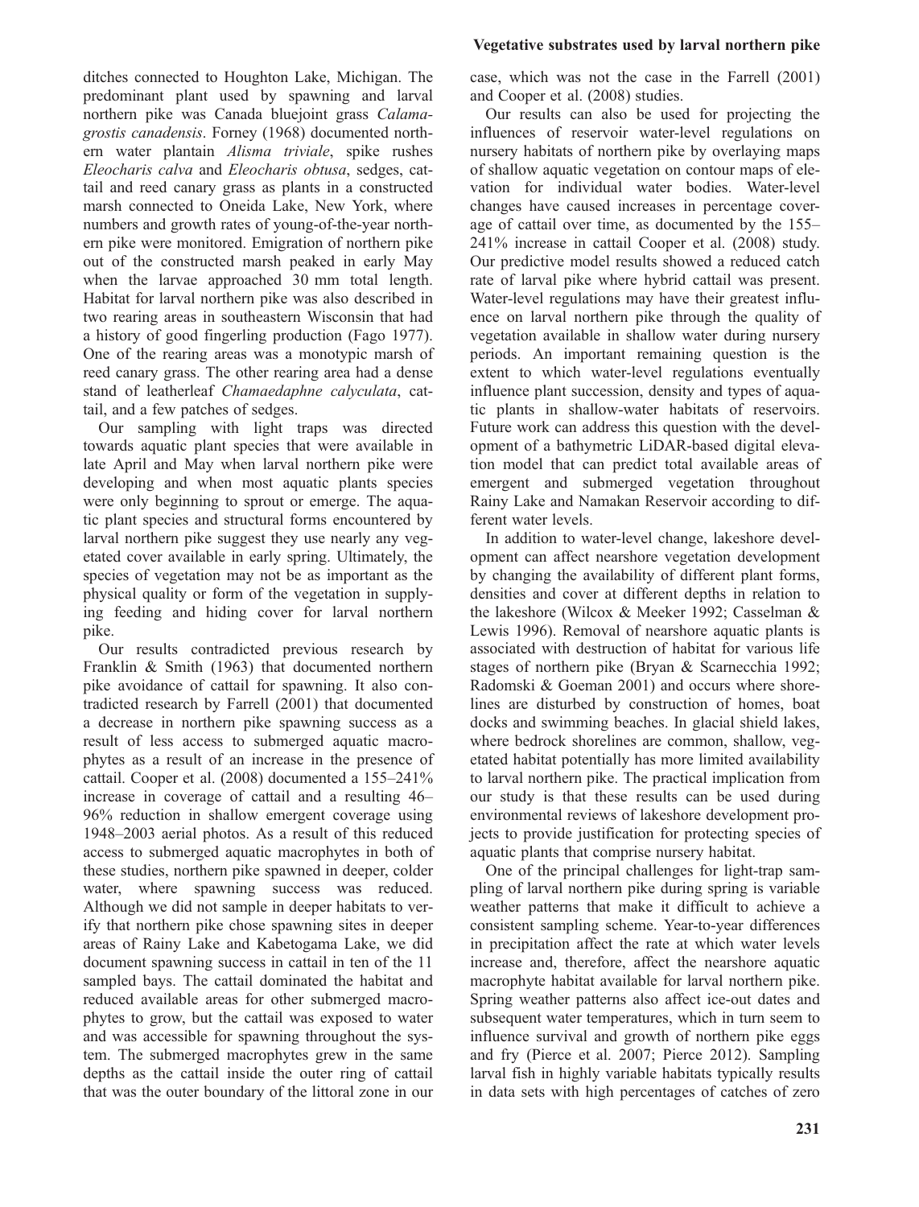ditches connected to Houghton Lake, Michigan. The predominant plant used by spawning and larval northern pike was Canada bluejoint grass *Calamagrostis canadensis*. Forney (1968) documented northern water plantain *Alisma triviale*, spike rushes *Eleocharis calva* and *Eleocharis obtusa*, sedges, cattail and reed canary grass as plants in a constructed marsh connected to Oneida Lake, New York, where numbers and growth rates of young-of-the-year northern pike were monitored. Emigration of northern pike out of the constructed marsh peaked in early May when the larvae approached 30 mm total length. Habitat for larval northern pike was also described in two rearing areas in southeastern Wisconsin that had a history of good fingerling production (Fago 1977). One of the rearing areas was a monotypic marsh of reed canary grass. The other rearing area had a dense stand of leatherleaf *Chamaedaphne calyculata*, cattail, and a few patches of sedges.

Our sampling with light traps was directed towards aquatic plant species that were available in late April and May when larval northern pike were developing and when most aquatic plants species were only beginning to sprout or emerge. The aquatic plant species and structural forms encountered by larval northern pike suggest they use nearly any vegetated cover available in early spring. Ultimately, the species of vegetation may not be as important as the physical quality or form of the vegetation in supplying feeding and hiding cover for larval northern pike.

Our results contradicted previous research by Franklin & Smith (1963) that documented northern pike avoidance of cattail for spawning. It also contradicted research by Farrell (2001) that documented a decrease in northern pike spawning success as a result of less access to submerged aquatic macrophytes as a result of an increase in the presence of cattail. Cooper et al. (2008) documented a 155–241% increase in coverage of cattail and a resulting 46–96% reduction in shallow emergent coverage using 1948–2003 aerial photos. As a result of this reduced access to submerged aquatic macrophytes in both of these studies, northern pike spawned in deeper, colder water, where spawning success was reduced. Although we did not sample in deeper habitats to verify that northern pike chose spawning sites in deeper areas of Rainy Lake and Kabetogama Lake, we did document spawning success in cattail in ten of the 11 sampled bays. The cattail dominated the habitat and reduced available areas for other submerged macrophytes to grow, but the cattail was exposed to water and was accessible for spawning throughout the system. The submerged macrophytes grew in the same depths as the cattail inside the outer ring of cattail that was the outer boundary of the littoral zone in our case, which was not the case in the Farrell (2001) and Cooper et al. (2008) studies.

Our results can also be used for projecting the influences of reservoir water-level regulations on nursery habitats of northern pike by overlaying maps of shallow aquatic vegetation on contour maps of elevation for individual water bodies. Water-level changes have caused increases in percentage coverage of cattail over time, as documented by the 155–241% increase in cattail Cooper et al. (2008) study. Our predictive model results showed a reduced catch rate of larval pike where hybrid cattail was present. Water-level regulations may have their greatest influence on larval northern pike through the quality of vegetation available in shallow water during nursery periods. An important remaining question is the extent to which water-level regulations eventually influence plant succession, density and types of aquatic plants in shallow-water habitats of reservoirs. Future work can address this question with the development of a bathymetric LiDAR-based digital elevation model that can predict total available areas of emergent and submerged vegetation throughout Rainy Lake and Namakan Reservoir according to different water levels.

In addition to water-level change, lakeshore development can affect nearshore vegetation development by changing the availability of different plant forms, densities and cover at different depths in relation to the lakeshore (Wilcox & Meeker 1992; Casselman & Lewis 1996). Removal of nearshore aquatic plants is associated with destruction of habitat for various life stages of northern pike (Bryan & Scarnecchia 1992; Radomski & Goeman 2001) and occurs where shorelines are disturbed by construction of homes, boat docks and swimming beaches. In glacial shield lakes, where bedrock shorelines are common, shallow, vegetated habitat potentially has more limited availability to larval northern pike. The practical implication from our study is that these results can be used during environmental reviews of lakeshore development projects to provide justification for protecting species of aquatic plants that comprise nursery habitat.

One of the principal challenges for light-trap sampling of larval northern pike during spring is variable weather patterns that make it difficult to achieve a consistent sampling scheme. Year-to-year differences in precipitation affect the rate at which water levels increase and, therefore, affect the nearshore aquatic macrophyte habitat available for larval northern pike. Spring weather patterns also affect ice-out dates and subsequent water temperatures, which in turn seem to influence survival and growth of northern pike eggs and fry (Pierce et al. 2007; Pierce 2012). Sampling larval fish in highly variable habitats typically results in data sets with high percentages of catches of zero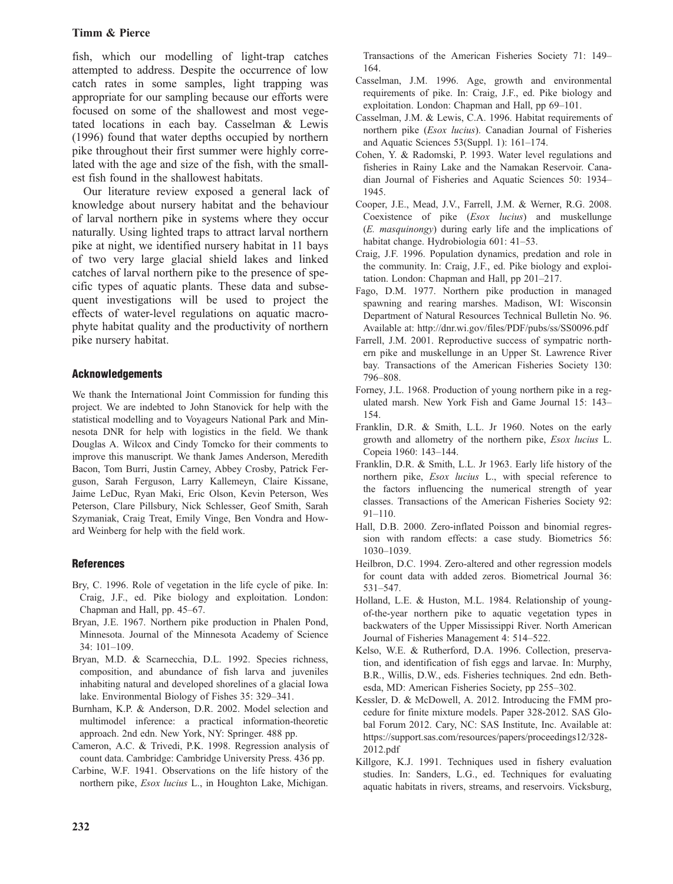fish, which our modelling of light-trap catches attempted to address. Despite the occurrence of low catch rates in some samples, light trapping was appropriate for our sampling because our efforts were focused on some of the shallowest and most vegetated locations in each bay. Casselman & Lewis (1996) found that water depths occupied by northern pike throughout their first summer were highly correlated with the age and size of the fish, with the smallest fish found in the shallowest habitats.

Our literature review exposed a general lack of knowledge about nursery habitat and the behaviour of larval northern pike in systems where they occur naturally. Using lighted traps to attract larval northern pike at night, we identified nursery habitat in 11 bays of two very large glacial shield lakes and linked catches of larval northern pike to the presence of specific types of aquatic plants. These data and subsequent investigations will be used to project the effects of water-level regulations on aquatic macrophyte habitat quality and the productivity of northern pike nursery habitat.

## Acknowledgements

We thank the International Joint Commission for funding this project. We are indebted to John Stanovick for help with the statistical modelling and to Voyageurs National Park and Minnesota DNR for help with logistics in the field. We thank Douglas A. Wilcox and Cindy Tomcko for their comments to improve this manuscript. We thank James Anderson, Meredith Bacon, Tom Burri, Justin Carney, Abbey Crosby, Patrick Ferguson, Sarah Ferguson, Larry Kallemeyn, Claire Kissane, Jaime LeDuc, Ryan Maki, Eric Olson, Kevin Peterson, Wes Peterson, Clare Pillsbury, Nick Schlesser, Geof Smith, Sarah Szymaniak, Craig Treat, Emily Vinge, Ben Vondra and Howard Weinberg for help with the field work.

## References

- Bry, C. 1996. Role of vegetation in the life cycle of pike. In: Craig, J.F., ed. Pike biology and exploitation. London: Chapman and Hall, pp. 45–67.
- Bryan, J.E. 1967. Northern pike production in Phalen Pond, Minnesota. Journal of the Minnesota Academy of Science 34: 101–109.
- Bryan, M.D. & Scarnecchia, D.L. 1992. Species richness, composition, and abundance of fish larva and juveniles inhabiting natural and developed shorelines of a glacial Iowa lake. Environmental Biology of Fishes 35: 329–341.
- Burnham, K.P. & Anderson, D.R. 2002. Model selection and multimodel inference: a practical information-theoretic approach. 2nd edn. New York, NY: Springer. 488 pp.
- Cameron, A.C. & Trivedi, P.K. 1998. Regression analysis of count data. Cambridge: Cambridge University Press. 436 pp.
- Carbine, W.F. 1941. Observations on the life history of the northern pike, *Esox lucius* L., in Houghton Lake, Michigan. Transactions of the American Fisheries Society 71: 149–164.
- Casselman, J.M. 1996. Age, growth and environmental requirements of pike. In: Craig, J.F., ed. Pike biology and exploitation. London: Chapman and Hall, pp 69–101.
- Casselman, J.M. & Lewis, C.A. 1996. Habitat requirements of northern pike (*Esox lucius*). Canadian Journal of Fisheries and Aquatic Sciences 53(Suppl. 1): 161–174.
- Cohen, Y. & Radomski, P. 1993. Water level regulations and fisheries in Rainy Lake and the Namakan Reservoir. Canadian Journal of Fisheries and Aquatic Sciences 50: 1934–1945.
- Cooper, J.E., Mead, J.V., Farrell, J.M. & Werner, R.G. 2008. Coexistence of pike (*Esox lucius*) and muskellunge (*E. masquinongy*) during early life and the implications of habitat change. Hydrobiologia 601: 41–53.
- Craig, J.F. 1996. Population dynamics, predation and role in the community. In: Craig, J.F., ed. Pike biology and exploitation. London: Chapman and Hall, pp 201–217.
- Fago, D.M. 1977. Northern pike production in managed spawning and rearing marshes. Madison, WI: Wisconsin Department of Natural Resources Technical Bulletin No. 96. Available at: http://dnr.wi.gov/files/PDF/pubs/ss/SS0096.pdf
- Farrell, J.M. 2001. Reproductive success of sympatric northern pike and muskellunge in an Upper St. Lawrence River bay. Transactions of the American Fisheries Society 130: 796–808.
- Forney, J.L. 1968. Production of young northern pike in a regulated marsh. New York Fish and Game Journal 15: 143–154.
- Franklin, D.R. & Smith, L.L. Jr 1960. Notes on the early growth and allometry of the northern pike, *Esox lucius* L. Copeia 1960: 143–144.
- Franklin, D.R. & Smith, L.L. Jr 1963. Early life history of the northern pike, *Esox lucius* L., with special reference to the factors influencing the numerical strength of year classes. Transactions of the American Fisheries Society 92: 91–110.
- Hall, D.B. 2000. Zero-inflated Poisson and binomial regression with random effects: a case study. Biometrics 56: 1030–1039.
- Heilbron, D.C. 1994. Zero-altered and other regression models for count data with added zeros. Biometrical Journal 36: 531–547.
- Holland, L.E. & Huston, M.L. 1984. Relationship of young-of-the-year northern pike to aquatic vegetation types in backwaters of the Upper Mississippi River. North American Journal of Fisheries Management 4: 514–522.
- Kelso, W.E. & Rutherford, D.A. 1996. Collection, preservation, and identification of fish eggs and larvae. In: Murphy, B.R., Willis, D.W., eds. Fisheries techniques. 2nd edn. Bethesda, MD: American Fisheries Society, pp 255–302.
- Kessler, D. & McDowell, A. 2012. Introducing the FMM procedure for finite mixture models. Paper 328-2012. SAS Global Forum 2012. Cary, NC: SAS Institute, Inc. Available at: https://support.sas.com/resources/papers/proceedings12/328-2012.pdf
- Killgore, K.J. 1991. Techniques used in fishery evaluation studies. In: Sanders, L.G., ed. Techniques for evaluating aquatic habitats in rivers, streams, and reservoirs. Vicksburg,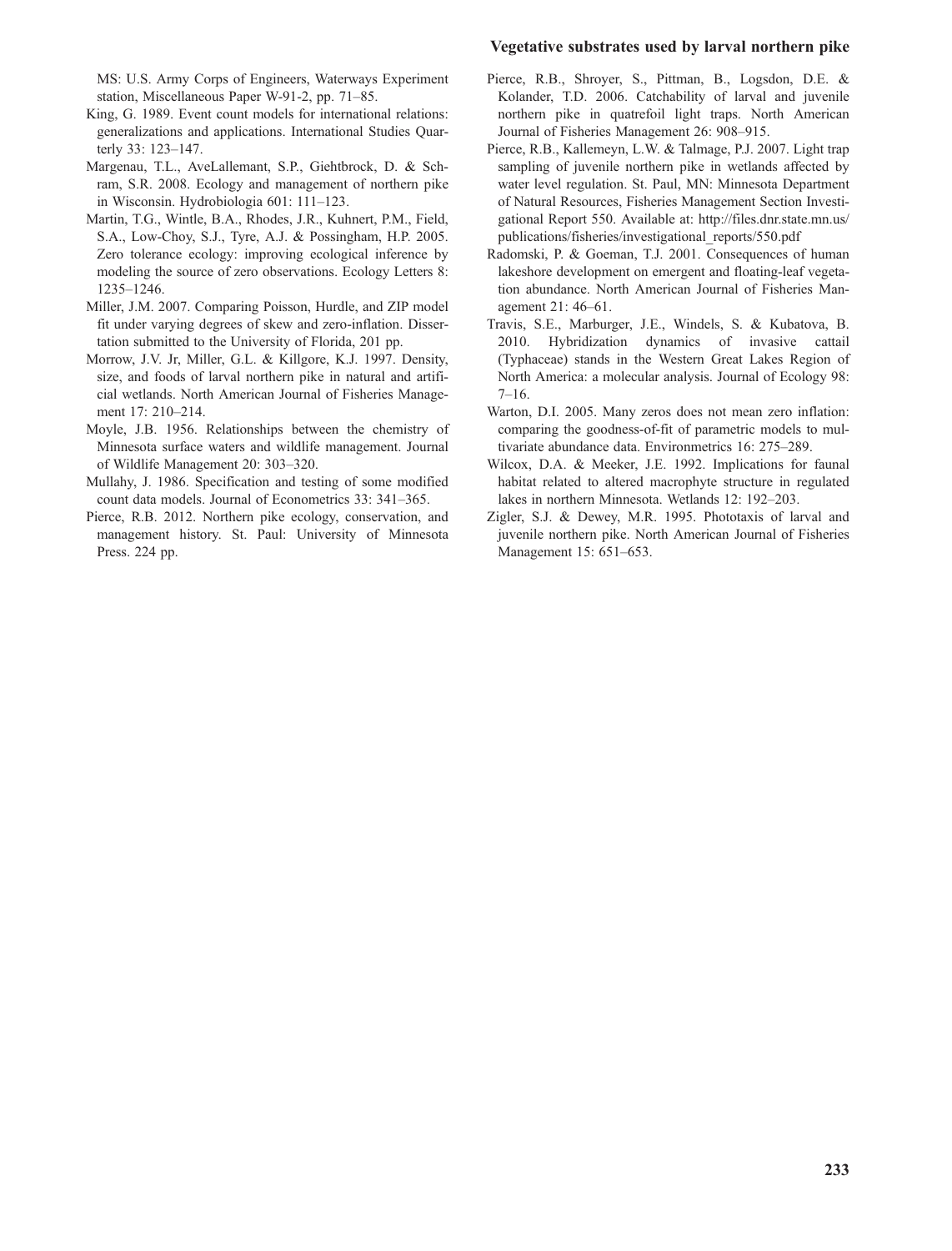MS: U.S. Army Corps of Engineers, Waterways Experiment station, Miscellaneous Paper W-91-2, pp. 71–85.

King, G. 1989. Event count models for international relations: generalizations and applications. International Studies Quarterly 33: 123–147.

Margenau, T.L., AveLallemant, S.P., Giehtbrock, D. & Schram, S.R. 2008. Ecology and management of northern pike in Wisconsin. Hydrobiologia 601: 111–123.

Martin, T.G., Wintle, B.A., Rhodes, J.R., Kuhnert, P.M., Field, S.A., Low-Choy, S.J., Tyre, A.J. & Possingham, H.P. 2005. Zero tolerance ecology: improving ecological inference by modeling the source of zero observations. Ecology Letters 8: 1235–1246.

Miller, J.M. 2007. Comparing Poisson, Hurdle, and ZIP model fit under varying degrees of skew and zero-inflation. Dissertation submitted to the University of Florida, 201 pp.

Morrow, J.V. Jr, Miller, G.L. & Killgore, K.J. 1997. Density, size, and foods of larval northern pike in natural and artificial wetlands. North American Journal of Fisheries Management 17: 210–214.

Moyle, J.B. 1956. Relationships between the chemistry of Minnesota surface waters and wildlife management. Journal of Wildlife Management 20: 303–320.

Mullahy, J. 1986. Specification and testing of some modified count data models. Journal of Econometrics 33: 341–365.

Pierce, R.B. 2012. Northern pike ecology, conservation, and management history. St. Paul: University of Minnesota Press. 224 pp.

Pierce, R.B., Shroyer, S., Pittman, B., Logsdon, D.E. & Kolander, T.D. 2006. Catchability of larval and juvenile northern pike in quatrefoil light traps. North American Journal of Fisheries Management 26: 908–915.

Pierce, R.B., Kallemeyn, L.W. & Talmage, P.J. 2007. Light trap sampling of juvenile northern pike in wetlands affected by water level regulation. St. Paul, MN: Minnesota Department of Natural Resources, Fisheries Management Section Investigational Report 550. Available at: http://files.dnr.state.mn.us/publications/fisheries/investigational_reports/550.pdf

Radomski, P. & Goeman, T.J. 2001. Consequences of human lakeshore development on emergent and floating-leaf vegetation abundance. North American Journal of Fisheries Management 21: 46–61.

Travis, S.E., Marburger, J.E., Windels, S. & Kubatova, B. 2010. Hybridization dynamics of invasive cattail (Typhaceae) stands in the Western Great Lakes Region of North America: a molecular analysis. Journal of Ecology 98: 7–16.

Warton, D.I. 2005. Many zeros does not mean zero inflation: comparing the goodness-of-fit of parametric models to multivariate abundance data. Environmetrics 16: 275–289.

Wilcox, D.A. & Meeker, J.E. 1992. Implications for faunal habitat related to altered macrophyte structure in regulated lakes in northern Minnesota. Wetlands 12: 192–203.

Zigler, S.J. & Dewey, M.R. 1995. Phototaxis of larval and juvenile northern pike. North American Journal of Fisheries Management 15: 651–653.